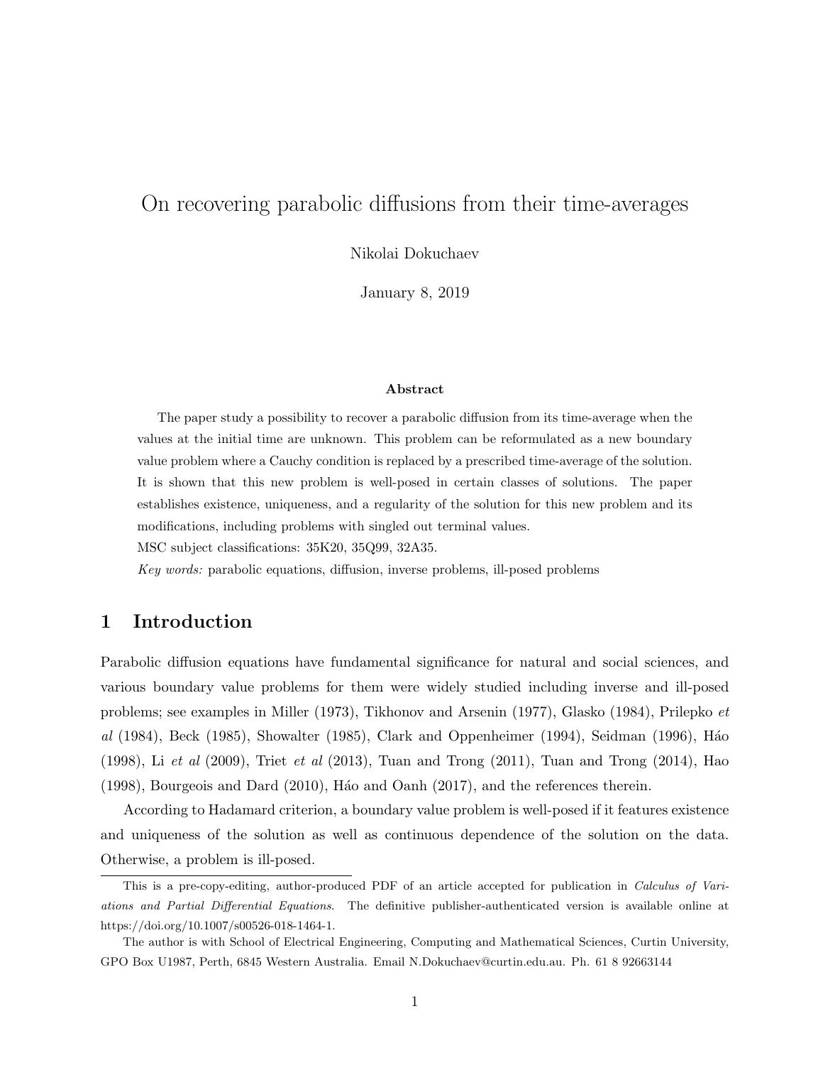# On recovering parabolic diffusions from their time-averages

Nikolai Dokuchaev

January 8, 2019

### Abstract

The paper study a possibility to recover a parabolic diffusion from its time-average when the values at the initial time are unknown. This problem can be reformulated as a new boundary value problem where a Cauchy condition is replaced by a prescribed time-average of the solution. It is shown that this new problem is well-posed in certain classes of solutions. The paper establishes existence, uniqueness, and a regularity of the solution for this new problem and its modifications, including problems with singled out terminal values.

MSC subject classifications: 35K20, 35Q99, 32A35.

*Key words:* parabolic equations, diffusion, inverse problems, ill-posed problems

## 1 Introduction

Parabolic diffusion equations have fundamental significance for natural and social sciences, and various boundary value problems for them were widely studied including inverse and ill-posed problems; see examples in Miller (1973), Tikhonov and Arsenin (1977), Glasko (1984), Prilepko *et al* (1984), Beck (1985), Showalter (1985), Clark and Oppenheimer (1994), Seidman (1996), Háo (1998), Li *et al* (2009), Triet *et al* (2013), Tuan and Trong (2011), Tuan and Trong (2014), Hao (1998), Bourgeois and Dard (2010), Háo and Oanh (2017), and the references therein.

According to Hadamard criterion, a boundary value problem is well-posed if it features existence and uniqueness of the solution as well as continuous dependence of the solution on the data. Otherwise, a problem is ill-posed.

---

This is a pre-copy-editing, author-produced PDF of an article accepted for publication in *Calculus of Variations and Partial Differential Equations*. The definitive publisher-authenticated version is available online at https://doi.org/10.1007/s00526-018-1464-1.

The author is with School of Electrical Engineering, Computing and Mathematical Sciences, Curtin University, GPO Box U1987, Perth, 6845 Western Australia. Email N.Dokuchaev@curtin.edu.au. Ph. 61 8 92663144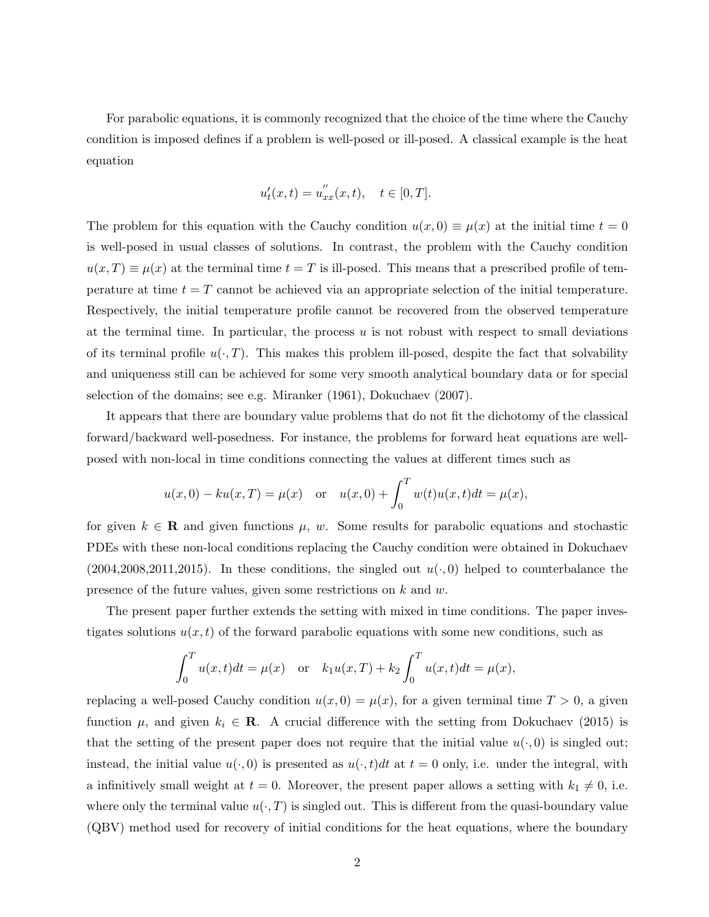For parabolic equations, it is commonly recognized that the choice of the time where the Cauchy condition is imposed defines if a problem is well-posed or ill-posed. A classical example is the heat equation

$$u_t'(x,t) = u_{xx}''(x,t), \quad t \in [0,T].$$

The problem for this equation with the Cauchy condition $u(x,0) \equiv \mu(x)$ at the initial time $t = 0$ is well-posed in usual classes of solutions. In contrast, the problem with the Cauchy condition $u(x,T) \equiv \mu(x)$ at the terminal time $t = T$ is ill-posed. This means that a prescribed profile of temperature at time $t = T$ cannot be achieved via an appropriate selection of the initial temperature. Respectively, the initial temperature profile cannot be recovered from the observed temperature at the terminal time. In particular, the process $u$ is not robust with respect to small deviations of its terminal profile $u(\cdot,T)$. This makes this problem ill-posed, despite the fact that solvability and uniqueness still can be achieved for some very smooth analytical boundary data or for special selection of the domains; see e.g. Miranker (1961), Dokuchaev (2007).

It appears that there are boundary value problems that do not fit the dichotomy of the classical forward/backward well-posedness. For instance, the problems for forward heat equations are well-posed with non-local in time conditions connecting the values at different times such as

$$u(x,0) - ku(x,T) = \mu(x) \quad \text{or} \quad u(x,0) + \int_0^T w(t)u(x,t)dt = \mu(x),$$

for given $k \in \mathbf{R}$ and given functions $\mu$, $w$. Some results for parabolic equations and stochastic PDEs with these non-local conditions replacing the Cauchy condition were obtained in Dokuchaev (2004,2008,2011,2015). In these conditions, the singled out $u(\cdot,0)$ helped to counterbalance the presence of the future values, given some restrictions on $k$ and $w$.

The present paper further extends the setting with mixed in time conditions. The paper investigates solutions $u(x,t)$ of the forward parabolic equations with some new conditions, such as

$$\int_0^T u(x,t)dt = \mu(x) \quad \text{or} \quad k_1 u(x,T) + k_2 \int_0^T u(x,t)dt = \mu(x),$$

replacing a well-posed Cauchy condition $u(x,0) = \mu(x)$, for a given terminal time $T > 0$, a given function $\mu$, and given $k_i \in \mathbf{R}$. A crucial difference with the setting from Dokuchaev (2015) is that the setting of the present paper does not require that the initial value $u(\cdot,0)$ is singled out; instead, the initial value $u(\cdot,0)$ is presented as $u(\cdot,t)dt$ at $t = 0$ only, i.e. under the integral, with a infinitively small weight at $t = 0$. Moreover, the present paper allows a setting with $k_1 \neq 0$, i.e. where only the terminal value $u(\cdot,T)$ is singled out. This is different from the quasi-boundary value (QBV) method used for recovery of initial conditions for the heat equations, where the boundary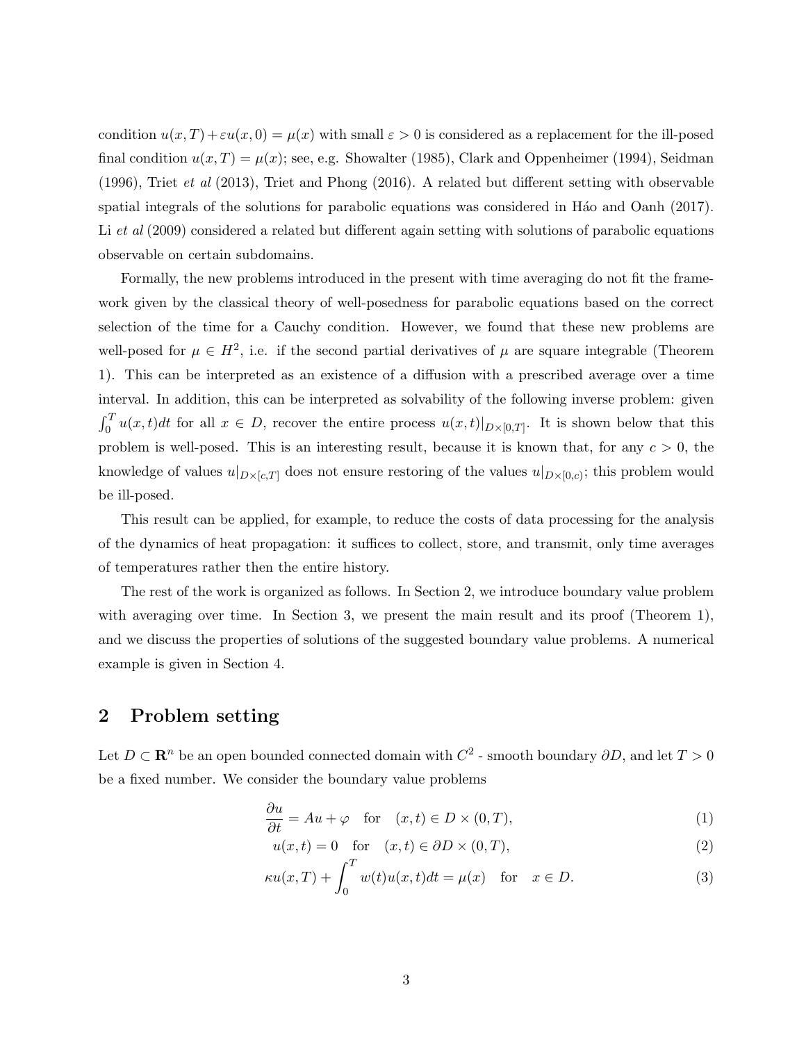condition $u(x,T)+\varepsilon u(x,0) = \mu(x)$ with small $\varepsilon > 0$ is considered as a replacement for the ill-posed final condition $u(x,T) = \mu(x)$; see, e.g. Showalter (1985), Clark and Oppenheimer (1994), Seidman (1996), Triet *et al* (2013), Triet and Phong (2016). A related but different setting with observable spatial integrals of the solutions for parabolic equations was considered in Háo and Oanh (2017). Li *et al* (2009) considered a related but different again setting with solutions of parabolic equations observable on certain subdomains.

Formally, the new problems introduced in the present with time averaging do not fit the framework given by the classical theory of well-posedness for parabolic equations based on the correct selection of the time for a Cauchy condition. However, we found that these new problems are well-posed for $\mu \in H^2$, i.e. if the second partial derivatives of $\mu$ are square integrable (Theorem 1). This can be interpreted as an existence of a diffusion with a prescribed average over a time interval. In addition, this can be interpreted as solvability of the following inverse problem: given $\int_0^T u(x,t)dt$ for all $x \in D$, recover the entire process $u(x,t)|_{D\times[0,T]}$. It is shown below that this problem is well-posed. This is an interesting result, because it is known that, for any $c > 0$, the knowledge of values $u|_{D\times[c,T]}$ does not ensure restoring of the values $u|_{D\times[0,c)}$; this problem would be ill-posed.

This result can be applied, for example, to reduce the costs of data processing for the analysis of the dynamics of heat propagation: it suffices to collect, store, and transmit, only time averages of temperatures rather then the entire history.

The rest of the work is organized as follows. In Section 2, we introduce boundary value problem with averaging over time. In Section 3, we present the main result and its proof (Theorem 1), and we discuss the properties of solutions of the suggested boundary value problems. A numerical example is given in Section 4.

## 2 Problem setting

Let $D \subset \mathbf{R}^n$ be an open bounded connected domain with $C^2$ - smooth boundary $\partial D$, and let $T > 0$ be a fixed number. We consider the boundary value problems

$$\frac{\partial u}{\partial t} = Au + \varphi \quad \text{for} \quad (x,t) \in D \times (0,T), \tag{1}$$

$$u(x,t) = 0 \quad \text{for} \quad (x,t) \in \partial D \times (0,T), \tag{2}$$

$$\kappa u(x,T) + \int_0^T w(t)u(x,t)dt = \mu(x) \quad \text{for} \quad x \in D. \tag{3}$$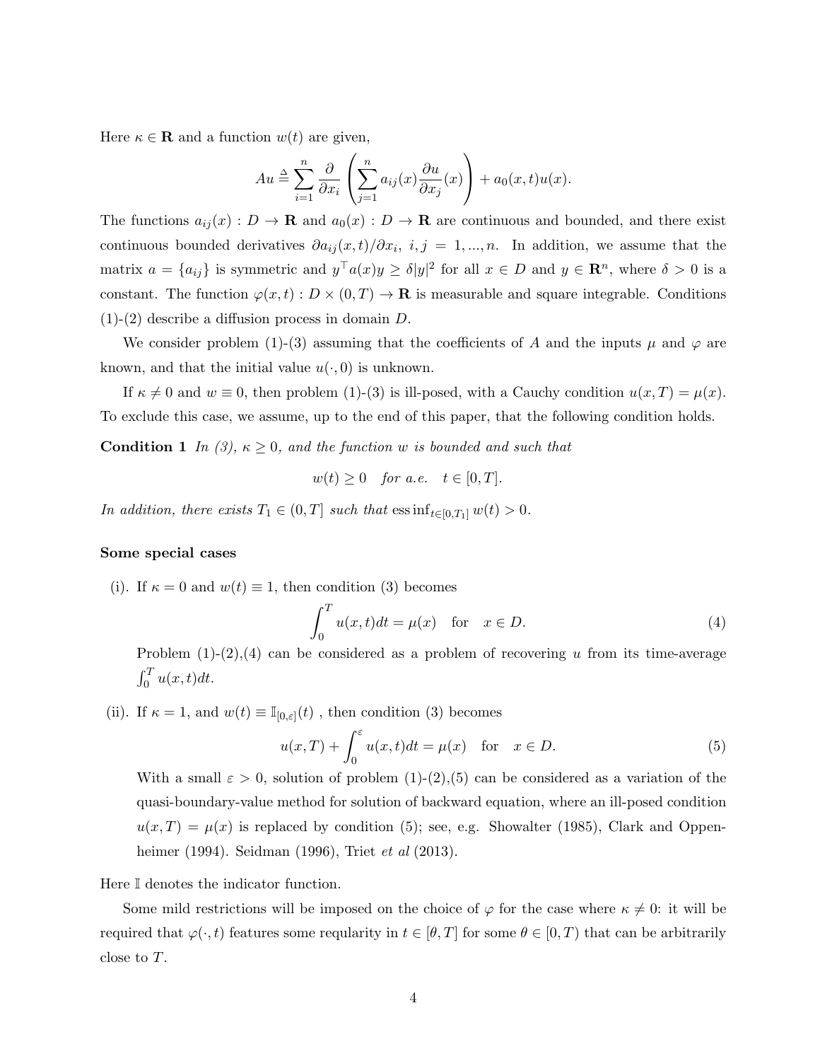Here $\kappa \in \mathbf{R}$ and a function $w(t)$ are given,

$$Au \triangleq \sum_{i=1}^{n} \frac{\partial}{\partial x_i} \left( \sum_{j=1}^{n} a_{ij}(x) \frac{\partial u}{\partial x_j}(x) \right) + a_0(x,t)u(x).$$

The functions $a_{ij}(x) : D \to \mathbf{R}$ and $a_0(x) : D \to \mathbf{R}$ are continuous and bounded, and there exist continuous bounded derivatives $\partial a_{ij}(x,t)/\partial x_i$, $i,j = 1,...,n$. In addition, we assume that the matrix $a = \{a_{ij}\}$ is symmetric and $y^\top a(x) y \geq \delta |y|^2$ for all $x \in D$ and $y \in \mathbf{R}^n$, where $\delta > 0$ is a constant. The function $\varphi(x,t) : D \times (0,T) \to \mathbf{R}$ is measurable and square integrable. Conditions (1)-(2) describe a diffusion process in domain $D$.

We consider problem (1)-(3) assuming that the coefficients of $A$ and the inputs $\mu$ and $\varphi$ are known, and that the initial value $u(\cdot, 0)$ is unknown.

If $\kappa \neq 0$ and $w \equiv 0$, then problem (1)-(3) is ill-posed, with a Cauchy condition $u(x,T) = \mu(x)$. To exclude this case, we assume, up to the end of this paper, that the following condition holds.

**Condition 1** *In (3), $\kappa \geq 0$, and the function $w$ is bounded and such that*

$$w(t) \geq 0 \quad \text{for a.e.} \quad t \in [0,T].$$

*In addition, there exists $T_1 \in (0,T]$ such that $\operatorname{ess\,inf}_{t \in [0,T_1]} w(t) > 0$.*

**Some special cases**

(i). If $\kappa = 0$ and $w(t) \equiv 1$, then condition (3) becomes

$$\int_0^T u(x,t)dt = \mu(x) \quad \text{for} \quad x \in D. \tag{4}$$

Problem (1)-(2),(4) can be considered as a problem of recovering $u$ from its time-average $\int_0^T u(x,t)dt$.

(ii). If $\kappa = 1$, and $w(t) \equiv \mathbb{I}_{[0,\varepsilon]}(t)$ , then condition (3) becomes

$$u(x,T) + \int_0^\varepsilon u(x,t)dt = \mu(x) \quad \text{for} \quad x \in D. \tag{5}$$

With a small $\varepsilon > 0$, solution of problem (1)-(2),(5) can be considered as a variation of the quasi-boundary-value method for solution of backward equation, where an ill-posed condition $u(x,T) = \mu(x)$ is replaced by condition (5); see, e.g. Showalter (1985), Clark and Oppenheimer (1994). Seidman (1996), Triet *et al* (2013).

Here $\mathbb{I}$ denotes the indicator function.

Some mild restrictions will be imposed on the choice of $\varphi$ for the case where $\kappa \neq 0$: it will be required that $\varphi(\cdot, t)$ features some reqularity in $t \in [\theta, T]$ for some $\theta \in [0,T)$ that can be arbitrarily close to $T$.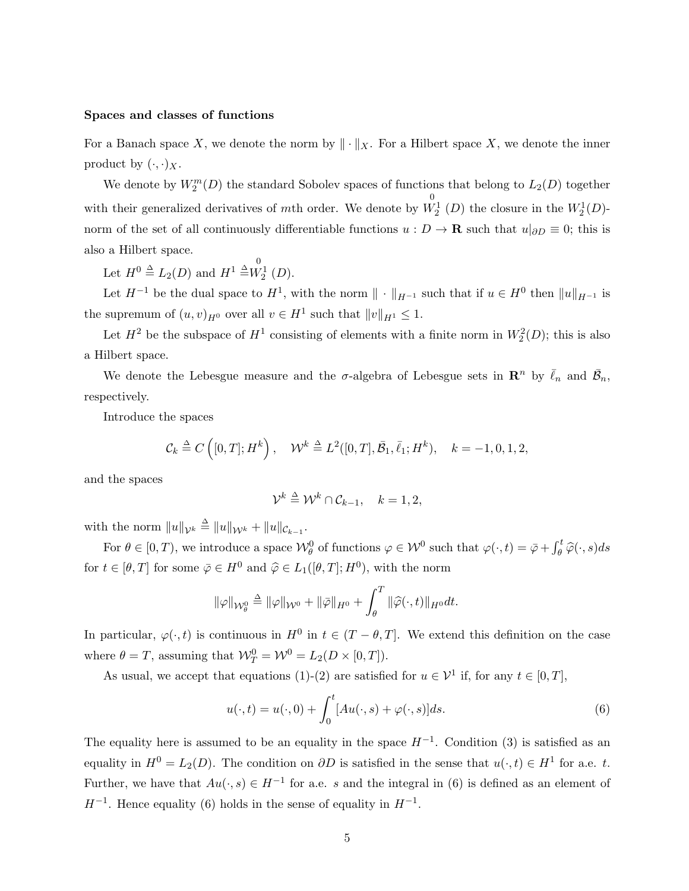**Spaces and classes of functions**

For a Banach space $X$, we denote the norm by $\|\cdot\|_X$. For a Hilbert space $X$, we denote the inner product by $(\cdot,\cdot)_X$.

We denote by $W_2^m(D)$ the standard Sobolev spaces of functions that belong to $L_2(D)$ together with their generalized derivatives of $m$th order. We denote by $\overset{0}{W}{}_2^1(D)$ the closure in the $W_2^1(D)$-norm of the set of all continuously differentiable functions $u : D \to \mathbf{R}$ such that $u|_{\partial D} \equiv 0$; this is also a Hilbert space.

Let $H^0 \triangleq L_2(D)$ and $H^1 \triangleq \overset{0}{W}{}_2^1(D)$.

Let $H^{-1}$ be the dual space to $H^1$, with the norm $\|\cdot\|_{H^{-1}}$ such that if $u \in H^0$ then $\|u\|_{H^{-1}}$ is the supremum of $(u,v)_{H^0}$ over all $v \in H^1$ such that $\|v\|_{H^1} \le 1$.

Let $H^2$ be the subspace of $H^1$ consisting of elements with a finite norm in $W_2^2(D)$; this is also a Hilbert space.

We denote the Lebesgue measure and the $\sigma$-algebra of Lebesgue sets in $\mathbf{R}^n$ by $\bar{\ell}_n$ and $\bar{\mathcal{B}}_n$, respectively.

Introduce the spaces

$$\mathcal{C}_k \triangleq C\left([0,T]; H^k\right), \quad \mathcal{W}^k \triangleq L^2([0,T], \bar{\mathcal{B}}_1, \bar{\ell}_1; H^k), \quad k = -1, 0, 1, 2,$$

and the spaces

$$\mathcal{V}^k \triangleq \mathcal{W}^k \cap \mathcal{C}_{k-1}, \quad k = 1, 2,$$

with the norm $\|u\|_{\mathcal{V}^k} \triangleq \|u\|_{\mathcal{W}^k} + \|u\|_{\mathcal{C}_{k-1}}$.

For $\theta \in [0,T)$, we introduce a space $\mathcal{W}^0_\theta$ of functions $\varphi \in \mathcal{W}^0$ such that $\varphi(\cdot,t) = \bar{\varphi} + \int_\theta^t \widehat{\varphi}(\cdot,s)ds$ for $t \in [\theta,T]$ for some $\bar{\varphi} \in H^0$ and $\widehat{\varphi} \in L_1([\theta,T]; H^0)$, with the norm

$$\|\varphi\|_{\mathcal{W}^0_\theta} \triangleq \|\varphi\|_{\mathcal{W}^0} + \|\bar{\varphi}\|_{H^0} + \int_\theta^T \|\widehat{\varphi}(\cdot,t)\|_{H^0} dt.$$

In particular, $\varphi(\cdot,t)$ is continuous in $H^0$ in $t \in (T-\theta, T]$. We extend this definition on the case where $\theta = T$, assuming that $\mathcal{W}^0_T = \mathcal{W}^0 = L_2(D \times [0,T])$.

As usual, we accept that equations (1)-(2) are satisfied for $u \in \mathcal{V}^1$ if, for any $t \in [0,T]$,

$$u(\cdot,t) = u(\cdot,0) + \int_0^t [Au(\cdot,s) + \varphi(\cdot,s)]ds. \tag{6}$$

The equality here is assumed to be an equality in the space $H^{-1}$. Condition (3) is satisfied as an equality in $H^0 = L_2(D)$. The condition on $\partial D$ is satisfied in the sense that $u(\cdot,t) \in H^1$ for a.e. $t$. Further, we have that $Au(\cdot,s) \in H^{-1}$ for a.e. $s$ and the integral in (6) is defined as an element of $H^{-1}$. Hence equality (6) holds in the sense of equality in $H^{-1}$.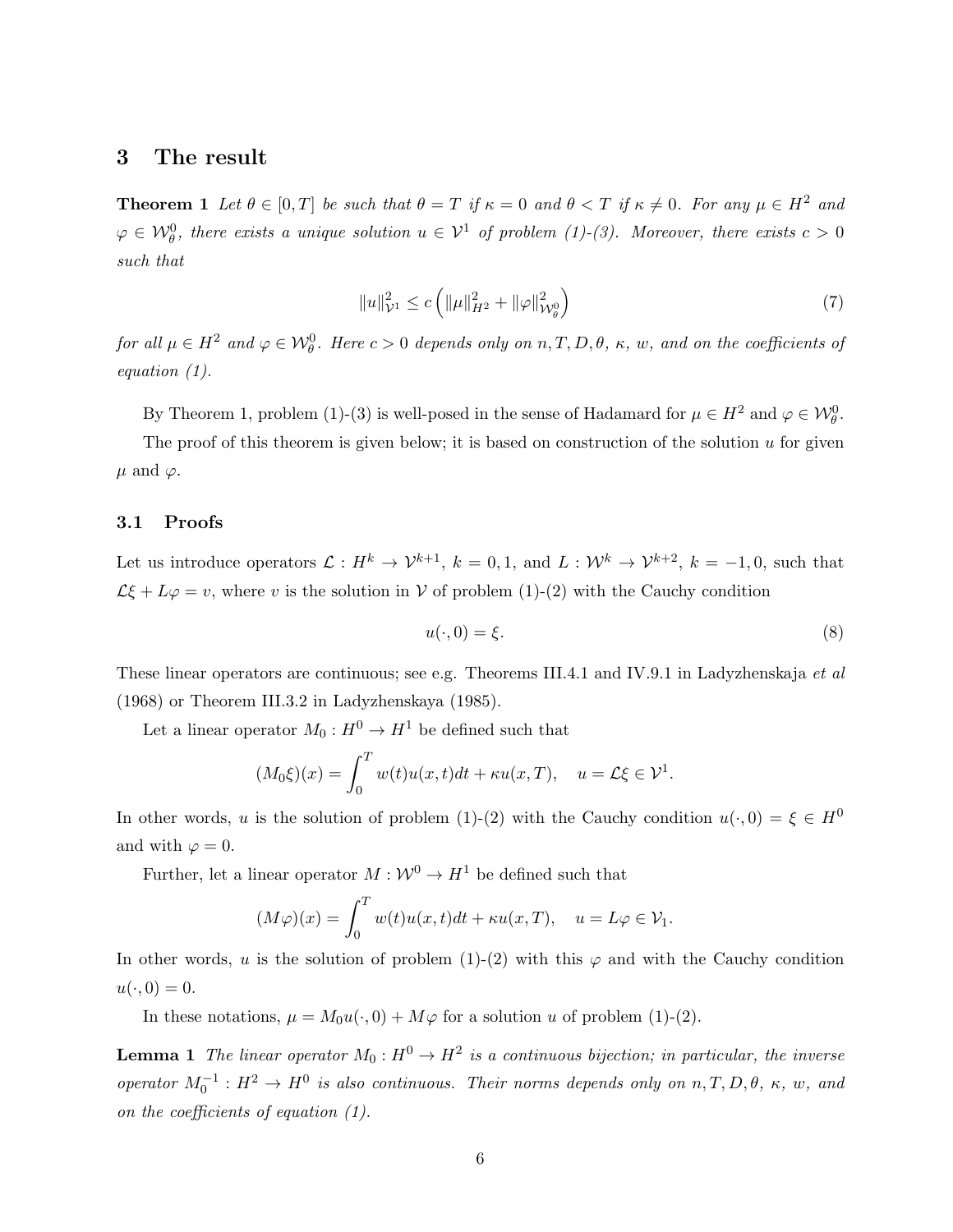## 3 The result

**Theorem 1** *Let $\theta \in [0, T]$ be such that $\theta = T$ if $\kappa = 0$ and $\theta < T$ if $\kappa \neq 0$. For any $\mu \in H^2$ and $\varphi \in \mathcal{W}^0_\theta$, there exists a unique solution $u \in \mathcal{V}^1$ of problem (1)-(3). Moreover, there exists $c > 0$ such that*

$$\|u\|^2_{\mathcal{V}^1} \leq c \left( \|\mu\|^2_{H^2} + \|\varphi\|^2_{\mathcal{W}^0_\theta} \right) \tag{7}$$

*for all $\mu \in H^2$ and $\varphi \in \mathcal{W}^0_\theta$. Here $c > 0$ depends only on $n, T, D, \theta$, $\kappa$, $w$, and on the coefficients of equation (1).*

By Theorem 1, problem (1)-(3) is well-posed in the sense of Hadamard for $\mu \in H^2$ and $\varphi \in \mathcal{W}^0_\theta$.

The proof of this theorem is given below; it is based on construction of the solution $u$ for given $\mu$ and $\varphi$.

### 3.1 Proofs

Let us introduce operators $\mathcal{L} : H^k \to \mathcal{V}^{k+1}$, $k = 0, 1$, and $L : \mathcal{W}^k \to \mathcal{V}^{k+2}$, $k = -1, 0$, such that $\mathcal{L}\xi + L\varphi = v$, where $v$ is the solution in $\mathcal{V}$ of problem (1)-(2) with the Cauchy condition

$$u(\cdot, 0) = \xi. \tag{8}$$

These linear operators are continuous; see e.g. Theorems III.4.1 and IV.9.1 in Ladyzhenskaja *et al* (1968) or Theorem III.3.2 in Ladyzhenskaya (1985).

Let a linear operator $M_0 : H^0 \to H^1$ be defined such that

$$(M_0\xi)(x) = \int_0^T w(t)u(x,t)dt + \kappa u(x, T), \quad u = \mathcal{L}\xi \in \mathcal{V}^1.$$

In other words, $u$ is the solution of problem (1)-(2) with the Cauchy condition $u(\cdot, 0) = \xi \in H^0$ and with $\varphi = 0$.

Further, let a linear operator $M : \mathcal{W}^0 \to H^1$ be defined such that

$$(M\varphi)(x) = \int_0^T w(t)u(x,t)dt + \kappa u(x, T), \quad u = L\varphi \in \mathcal{V}_1.$$

In other words, $u$ is the solution of problem (1)-(2) with this $\varphi$ and with the Cauchy condition $u(\cdot, 0) = 0$.

In these notations, $\mu = M_0 u(\cdot, 0) + M\varphi$ for a solution $u$ of problem (1)-(2).

**Lemma 1** *The linear operator $M_0 : H^0 \to H^2$ is a continuous bijection; in particular, the inverse operator $M_0^{-1} : H^2 \to H^0$ is also continuous. Their norms depends only on $n, T, D, \theta$, $\kappa$, $w$, and on the coefficients of equation (1).*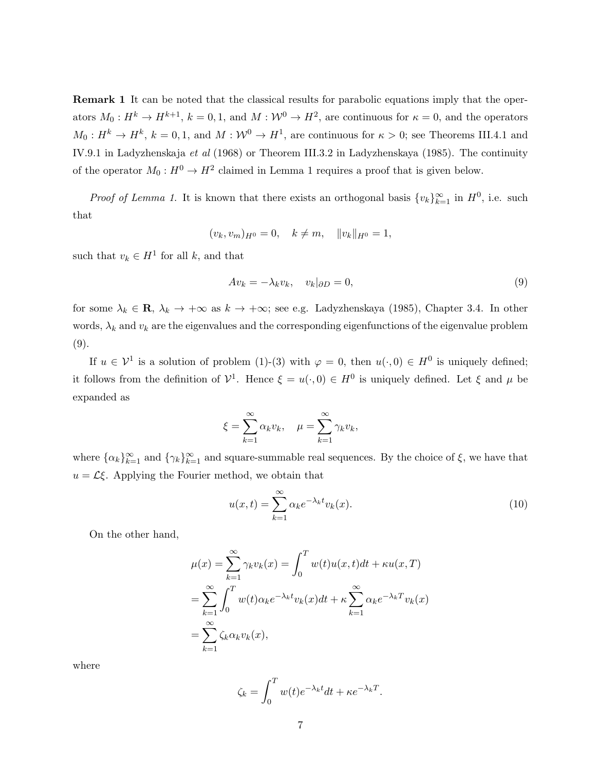**Remark 1** It can be noted that the classical results for parabolic equations imply that the operators $M_0 : H^k \to H^{k+1}$, $k = 0, 1$, and $M : \mathcal{W}^0 \to H^2$, are continuous for $\kappa = 0$, and the operators $M_0 : H^k \to H^k$, $k = 0, 1$, and $M : \mathcal{W}^0 \to H^1$, are continuous for $\kappa > 0$; see Theorems III.4.1 and IV.9.1 in Ladyzhenskaja *et al* (1968) or Theorem III.3.2 in Ladyzhenskaya (1985). The continuity of the operator $M_0 : H^0 \to H^2$ claimed in Lemma 1 requires a proof that is given below.

*Proof of Lemma 1.* It is known that there exists an orthogonal basis $\{v_k\}_{k=1}^{\infty}$ in $H^0$, i.e. such that

$$(v_k, v_m)_{H^0} = 0, \quad k \neq m, \quad \|v_k\|_{H^0} = 1,$$

such that $v_k \in H^1$ for all $k$, and that

$$Av_k = -\lambda_k v_k, \quad v_k|_{\partial D} = 0, \tag{9}$$

for some $\lambda_k \in \mathbf{R}$, $\lambda_k \to +\infty$ as $k \to +\infty$; see e.g. Ladyzhenskaya (1985), Chapter 3.4. In other words, $\lambda_k$ and $v_k$ are the eigenvalues and the corresponding eigenfunctions of the eigenvalue problem (9).

If $u \in \mathcal{V}^1$ is a solution of problem (1)-(3) with $\varphi = 0$, then $u(\cdot, 0) \in H^0$ is uniquely defined; it follows from the definition of $\mathcal{V}^1$. Hence $\xi = u(\cdot, 0) \in H^0$ is uniquely defined. Let $\xi$ and $\mu$ be expanded as

$$\xi = \sum_{k=1}^{\infty} \alpha_k v_k, \quad \mu = \sum_{k=1}^{\infty} \gamma_k v_k,$$

where $\{\alpha_k\}_{k=1}^{\infty}$ and $\{\gamma_k\}_{k=1}^{\infty}$ and square-summable real sequences. By the choice of $\xi$, we have that $u = \mathcal{L}\xi$. Applying the Fourier method, we obtain that

$$u(x,t) = \sum_{k=1}^{\infty} \alpha_k e^{-\lambda_k t} v_k(x). \tag{10}$$

On the other hand,

$$\begin{aligned}
\mu(x) = \sum_{k=1}^{\infty} \gamma_k v_k(x) &= \int_0^T w(t) u(x,t) dt + \kappa u(x,T) \\
&= \sum_{k=1}^{\infty} \int_0^T w(t) \alpha_k e^{-\lambda_k t} v_k(x) dt + \kappa \sum_{k=1}^{\infty} \alpha_k e^{-\lambda_k T} v_k(x) \\
&= \sum_{k=1}^{\infty} \zeta_k \alpha_k v_k(x),
\end{aligned}$$

where

$$\zeta_k = \int_0^T w(t) e^{-\lambda_k t} dt + \kappa e^{-\lambda_k T}.$$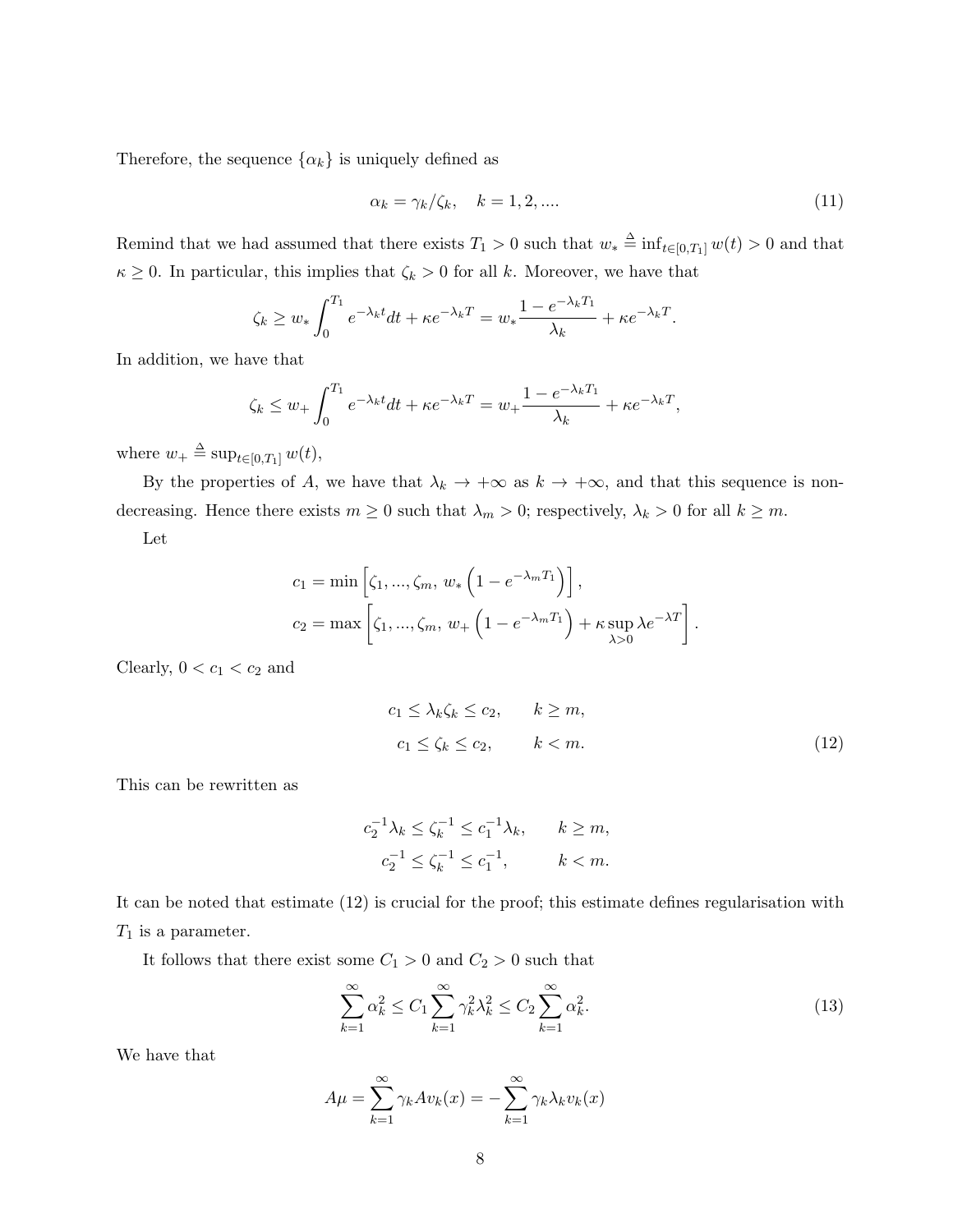Therefore, the sequence $\{\alpha_k\}$ is uniquely defined as

$$\alpha_k = \gamma_k/\zeta_k, \quad k = 1, 2, .... \tag{11}$$

Remind that we had assumed that there exists $T_1 > 0$ such that $w_* \triangleq \inf_{t\in[0,T_1]} w(t) > 0$ and that $\kappa \geq 0$. In particular, this implies that $\zeta_k > 0$ for all $k$. Moreover, we have that

$$\zeta_k \geq w_* \int_0^{T_1} e^{-\lambda_k t} dt + \kappa e^{-\lambda_k T} = w_* \frac{1 - e^{-\lambda_k T_1}}{\lambda_k} + \kappa e^{-\lambda_k T}.$$

In addition, we have that

$$\zeta_k \leq w_+ \int_0^{T_1} e^{-\lambda_k t} dt + \kappa e^{-\lambda_k T} = w_+ \frac{1 - e^{-\lambda_k T_1}}{\lambda_k} + \kappa e^{-\lambda_k T},$$

where $w_+ \triangleq \sup_{t\in[0,T_1]} w(t)$,

By the properties of $A$, we have that $\lambda_k \to +\infty$ as $k \to +\infty$, and that this sequence is non-decreasing. Hence there exists $m \geq 0$ such that $\lambda_m > 0$; respectively, $\lambda_k > 0$ for all $k \geq m$.

Let

$$c_1 = \min \left[ \zeta_1, ..., \zeta_m, \ w_* \left(1 - e^{-\lambda_m T_1}\right) \right],$$
$$c_2 = \max \left[ \zeta_1, ..., \zeta_m, \ w_+ \left(1 - e^{-\lambda_m T_1}\right) + \kappa \sup_{\lambda > 0} \lambda e^{-\lambda T} \right].$$

Clearly, $0 < c_1 < c_2$ and

$$\begin{aligned} c_1 \leq \lambda_k \zeta_k \leq c_2, \qquad & k \geq m, \\ c_1 \leq \zeta_k \leq c_2, \qquad & k < m. \end{aligned} \tag{12}$$

This can be rewritten as

$$\begin{aligned} c_2^{-1} \lambda_k \leq \zeta_k^{-1} \leq c_1^{-1} \lambda_k, \qquad & k \geq m, \\ c_2^{-1} \leq \zeta_k^{-1} \leq c_1^{-1}, \qquad & k < m. \end{aligned}$$

It can be noted that estimate (12) is crucial for the proof; this estimate defines regularisation with $T_1$ is a parameter.

It follows that there exist some $C_1 > 0$ and $C_2 > 0$ such that

$$\sum_{k=1}^{\infty} \alpha_k^2 \leq C_1 \sum_{k=1}^{\infty} \gamma_k^2 \lambda_k^2 \leq C_2 \sum_{k=1}^{\infty} \alpha_k^2. \tag{13}$$

We have that

$$A\mu = \sum_{k=1}^{\infty} \gamma_k A v_k(x) = -\sum_{k=1}^{\infty} \gamma_k \lambda_k v_k(x)$$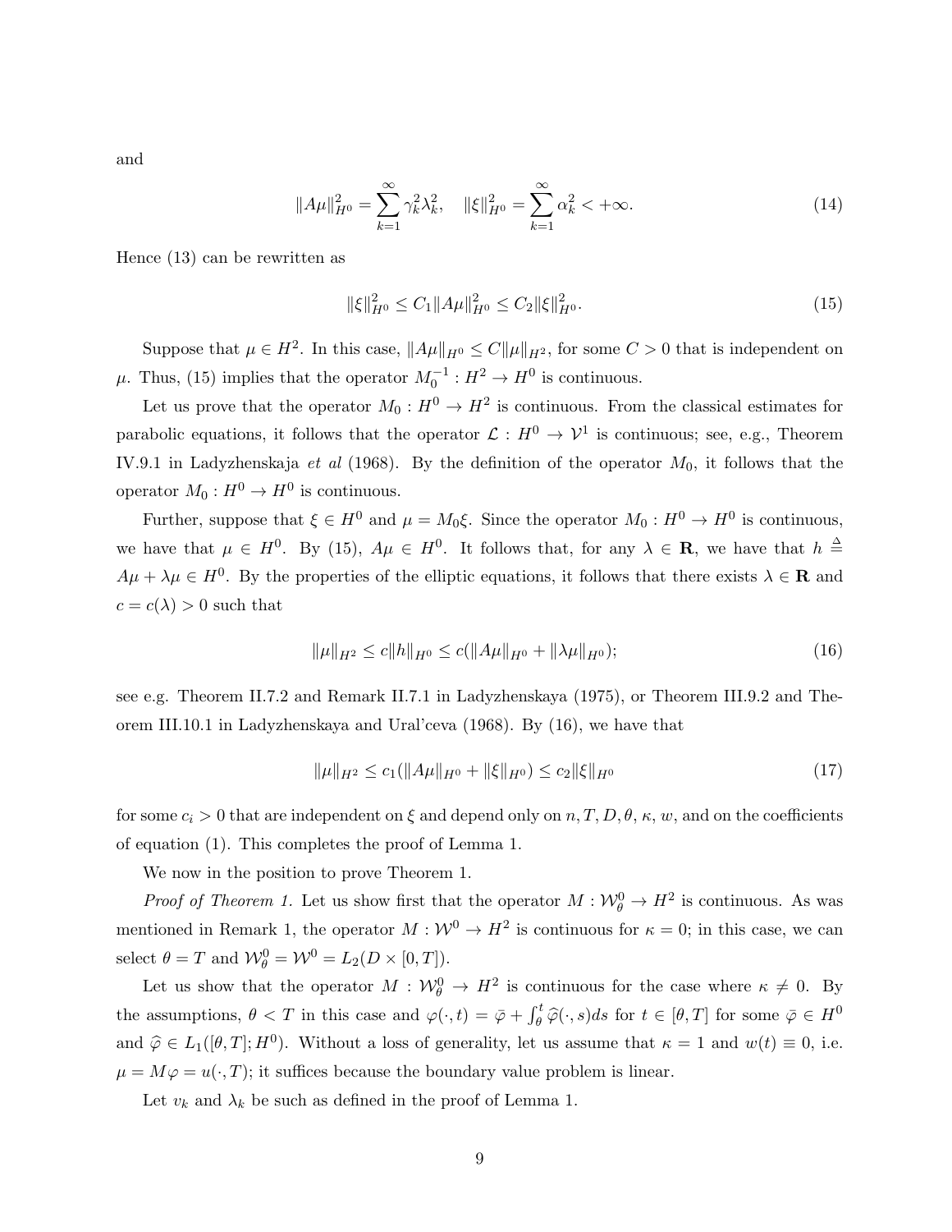and

$$\|A\mu\|_{H^0}^2 = \sum_{k=1}^{\infty} \gamma_k^2 \lambda_k^2, \quad \|\xi\|_{H^0}^2 = \sum_{k=1}^{\infty} \alpha_k^2 < +\infty. \tag{14}$$

Hence (13) can be rewritten as

$$\|\xi\|_{H^0}^2 \le C_1 \|A\mu\|_{H^0}^2 \le C_2 \|\xi\|_{H^0}^2. \tag{15}$$

Suppose that $\mu \in H^2$. In this case, $\|A\mu\|_{H^0} \le C\|\mu\|_{H^2}$, for some $C > 0$ that is independent on $\mu$. Thus, (15) implies that the operator $M_0^{-1} : H^2 \to H^0$ is continuous.

Let us prove that the operator $M_0 : H^0 \to H^2$ is continuous. From the classical estimates for parabolic equations, it follows that the operator $\mathcal{L} : H^0 \to \mathcal{V}^1$ is continuous; see, e.g., Theorem IV.9.1 in Ladyzhenskaja *et al* (1968). By the definition of the operator $M_0$, it follows that the operator $M_0 : H^0 \to H^0$ is continuous.

Further, suppose that $\xi \in H^0$ and $\mu = M_0\xi$. Since the operator $M_0 : H^0 \to H^0$ is continuous, we have that $\mu \in H^0$. By (15), $A\mu \in H^0$. It follows that, for any $\lambda \in \mathbf{R}$, we have that $h \triangleq A\mu + \lambda\mu \in H^0$. By the properties of the elliptic equations, it follows that there exists $\lambda \in \mathbf{R}$ and $c = c(\lambda) > 0$ such that

$$\|\mu\|_{H^2} \le c\|h\|_{H^0} \le c(\|A\mu\|_{H^0} + \|\lambda\mu\|_{H^0}); \tag{16}$$

see e.g. Theorem II.7.2 and Remark II.7.1 in Ladyzhenskaya (1975), or Theorem III.9.2 and Theorem III.10.1 in Ladyzhenskaya and Ural'ceva (1968). By (16), we have that

$$\|\mu\|_{H^2} \le c_1(\|A\mu\|_{H^0} + \|\xi\|_{H^0}) \le c_2\|\xi\|_{H^0} \tag{17}$$

for some $c_i > 0$ that are independent on $\xi$ and depend only on $n, T, D, \theta, \kappa, w$, and on the coefficients of equation (1). This completes the proof of Lemma 1.

We now in the position to prove Theorem 1.

*Proof of Theorem 1.* Let us show first that the operator $M : \mathcal{W}_\theta^0 \to H^2$ is continuous. As was mentioned in Remark 1, the operator $M : \mathcal{W}^0 \to H^2$ is continuous for $\kappa = 0$; in this case, we can select $\theta = T$ and $\mathcal{W}_\theta^0 = \mathcal{W}^0 = L_2(D \times [0, T])$.

Let us show that the operator $M : \mathcal{W}_\theta^0 \to H^2$ is continuous for the case where $\kappa \neq 0$. By the assumptions, $\theta < T$ in this case and $\varphi(\cdot, t) = \bar{\varphi} + \int_\theta^t \widehat{\varphi}(\cdot, s)ds$ for $t \in [\theta, T]$ for some $\bar{\varphi} \in H^0$ and $\widehat{\varphi} \in L_1([\theta, T]; H^0)$. Without a loss of generality, let us assume that $\kappa = 1$ and $w(t) \equiv 0$, i.e. $\mu = M\varphi = u(\cdot, T)$; it suffices because the boundary value problem is linear.

Let $v_k$ and $\lambda_k$ be such as defined in the proof of Lemma 1.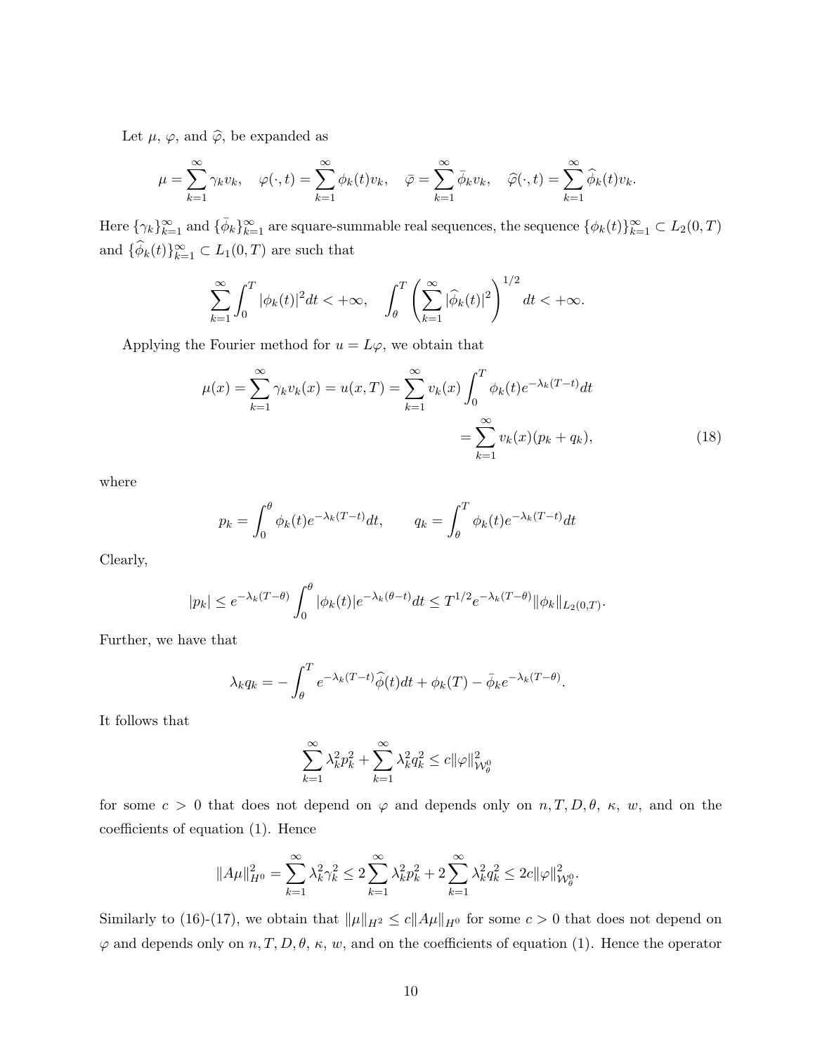Let $\mu$, $\varphi$, and $\widehat{\varphi}$, be expanded as

$$\mu = \sum_{k=1}^{\infty} \gamma_k v_k, \quad \varphi(\cdot,t) = \sum_{k=1}^{\infty} \phi_k(t) v_k, \quad \bar{\varphi} = \sum_{k=1}^{\infty} \bar{\phi}_k v_k, \quad \widehat{\varphi}(\cdot,t) = \sum_{k=1}^{\infty} \widehat{\phi}_k(t) v_k.$$

Here $\{\gamma_k\}_{k=1}^{\infty}$ and $\{\bar{\phi}_k\}_{k=1}^{\infty}$ are square-summable real sequences, the sequence $\{\phi_k(t)\}_{k=1}^{\infty} \subset L_2(0,T)$ and $\{\widehat{\phi}_k(t)\}_{k=1}^{\infty} \subset L_1(0,T)$ are such that

$$\sum_{k=1}^{\infty} \int_0^T |\phi_k(t)|^2 dt < +\infty, \quad \int_\theta^T \left( \sum_{k=1}^{\infty} |\widehat{\phi}_k(t)|^2 \right)^{1/2} dt < +\infty.$$

Applying the Fourier method for $u = L\varphi$, we obtain that

$$\begin{aligned} \mu(x) = \sum_{k=1}^{\infty} \gamma_k v_k(x) = u(x,T) &= \sum_{k=1}^{\infty} v_k(x) \int_0^T \phi_k(t) e^{-\lambda_k(T-t)} dt \\ &= \sum_{k=1}^{\infty} v_k(x)(p_k + q_k), \end{aligned} \tag{18}$$

where

$$p_k = \int_0^\theta \phi_k(t) e^{-\lambda_k(T-t)} dt, \qquad q_k = \int_\theta^T \phi_k(t) e^{-\lambda_k(T-t)} dt$$

Clearly,

$$|p_k| \le e^{-\lambda_k(T-\theta)} \int_0^\theta |\phi_k(t)| e^{-\lambda_k(\theta-t)} dt \le T^{1/2} e^{-\lambda_k(T-\theta)} \|\phi_k\|_{L_2(0,T)}.$$

Further, we have that

$$\lambda_k q_k = -\int_\theta^T e^{-\lambda_k(T-t)} \widehat{\phi}(t) dt + \phi_k(T) - \bar{\phi}_k e^{-\lambda_k(T-\theta)}.$$

It follows that

$$\sum_{k=1}^{\infty} \lambda_k^2 p_k^2 + \sum_{k=1}^{\infty} \lambda_k^2 q_k^2 \le c \|\varphi\|_{\mathcal{W}_\theta^0}^2$$

for some $c > 0$ that does not depend on $\varphi$ and depends only on $n, T, D, \theta$, $\kappa$, $w$, and on the coefficients of equation (1). Hence

$$\|A\mu\|_{H^0}^2 = \sum_{k=1}^{\infty} \lambda_k^2 \gamma_k^2 \le 2 \sum_{k=1}^{\infty} \lambda_k^2 p_k^2 + 2 \sum_{k=1}^{\infty} \lambda_k^2 q_k^2 \le 2c \|\varphi\|_{\mathcal{W}_\theta^0}^2.$$

Similarly to (16)-(17), we obtain that $\|\mu\|_{H^2} \le c \|A\mu\|_{H^0}$ for some $c > 0$ that does not depend on $\varphi$ and depends only on $n, T, D, \theta$, $\kappa$, $w$, and on the coefficients of equation (1). Hence the operator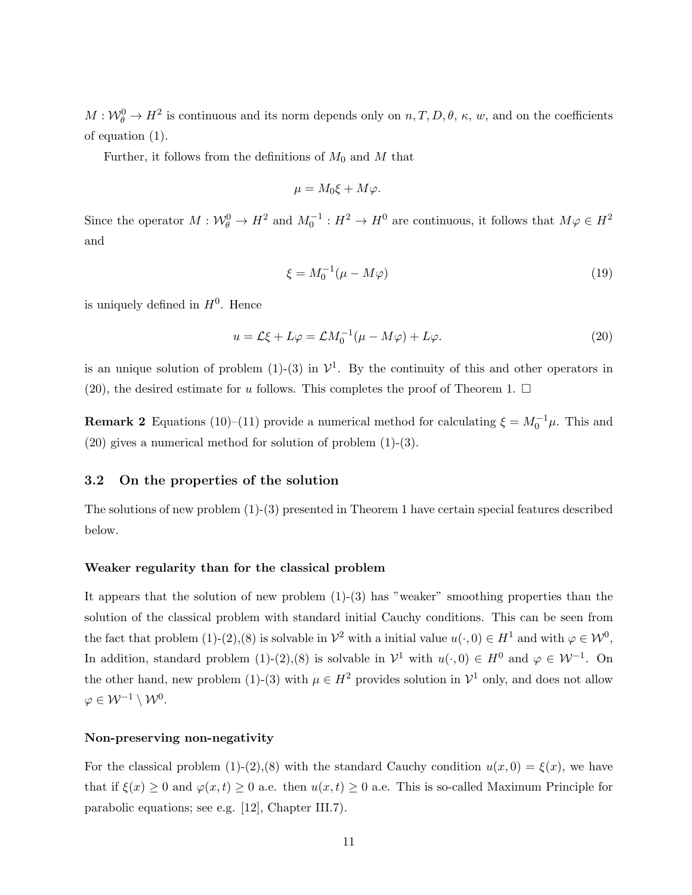$M : \mathcal{W}^0_\theta \to H^2$ is continuous and its norm depends only on $n, T, D, \theta$, $\kappa$, $w$, and on the coefficients of equation (1).

Further, it follows from the definitions of $M_0$ and $M$ that

$$\mu = M_0\xi + M\varphi.$$

Since the operator $M : \mathcal{W}^0_\theta \to H^2$ and $M_0^{-1} : H^2 \to H^0$ are continuous, it follows that $M\varphi \in H^2$ and

$$\xi = M_0^{-1}(\mu - M\varphi) \tag{19}$$

is uniquely defined in $H^0$. Hence

$$u = \mathcal{L}\xi + L\varphi = \mathcal{L}M_0^{-1}(\mu - M\varphi) + L\varphi. \tag{20}$$

is an unique solution of problem (1)-(3) in $\mathcal{V}^1$. By the continuity of this and other operators in (20), the desired estimate for $u$ follows. This completes the proof of Theorem 1. $\square$

**Remark 2** Equations (10)–(11) provide a numerical method for calculating $\xi = M_0^{-1}\mu$. This and (20) gives a numerical method for solution of problem (1)-(3).

### 3.2 On the properties of the solution

The solutions of new problem (1)-(3) presented in Theorem 1 have certain special features described below.

#### Weaker regularity than for the classical problem

It appears that the solution of new problem (1)-(3) has "weaker" smoothing properties than the solution of the classical problem with standard initial Cauchy conditions. This can be seen from the fact that problem (1)-(2),(8) is solvable in $\mathcal{V}^2$ with a initial value $u(\cdot, 0) \in H^1$ and with $\varphi \in \mathcal{W}^0$, In addition, standard problem (1)-(2),(8) is solvable in $\mathcal{V}^1$ with $u(\cdot, 0) \in H^0$ and $\varphi \in \mathcal{W}^{-1}$. On the other hand, new problem (1)-(3) with $\mu \in H^2$ provides solution in $\mathcal{V}^1$ only, and does not allow $\varphi \in \mathcal{W}^{-1} \setminus \mathcal{W}^0$.

#### Non-preserving non-negativity

For the classical problem (1)-(2),(8) with the standard Cauchy condition $u(x, 0) = \xi(x)$, we have that if $\xi(x) \geq 0$ and $\varphi(x, t) \geq 0$ a.e. then $u(x, t) \geq 0$ a.e. This is so-called Maximum Principle for parabolic equations; see e.g. [12], Chapter III.7).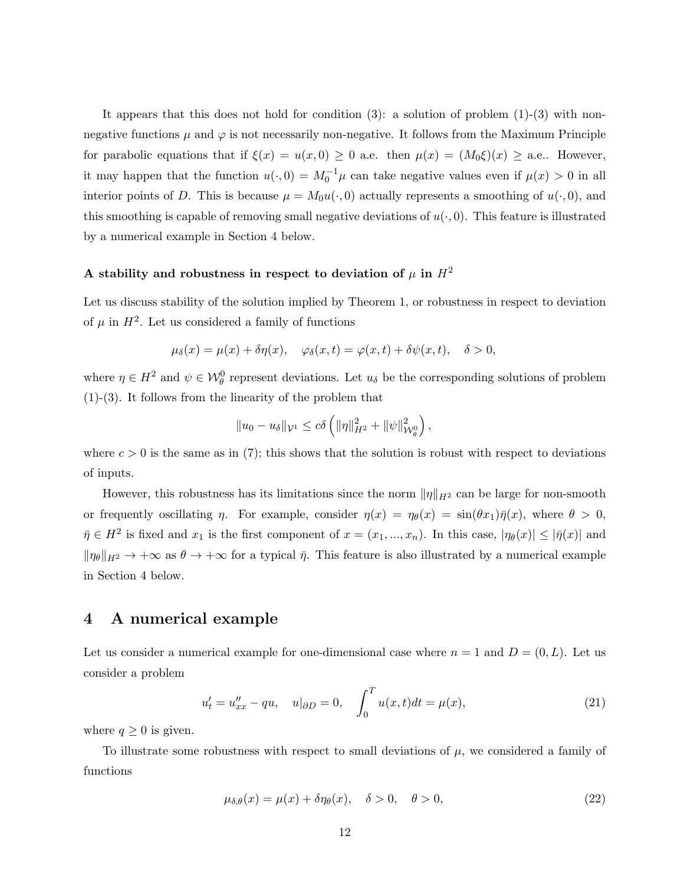It appears that this does not hold for condition (3): a solution of problem (1)-(3) with non-negative functions $\mu$ and $\varphi$ is not necessarily non-negative. It follows from the Maximum Principle for parabolic equations that if $\xi(x) = u(x,0) \ge 0$ a.e. then $\mu(x) = (M_0\xi)(x) \ge$ a.e.. However, it may happen that the function $u(\cdot,0) = M_0^{-1}\mu$ can take negative values even if $\mu(x) > 0$ in all interior points of $D$. This is because $\mu = M_0 u(\cdot,0)$ actually represents a smoothing of $u(\cdot,0)$, and this smoothing is capable of removing small negative deviations of $u(\cdot,0)$. This feature is illustrated by a numerical example in Section 4 below.

### A stability and robustness in respect to deviation of $\mu$ in $H^2$

Let us discuss stability of the solution implied by Theorem 1, or robustness in respect to deviation of $\mu$ in $H^2$. Let us considered a family of functions

$$\mu_\delta(x) = \mu(x) + \delta\eta(x), \quad \varphi_\delta(x,t) = \varphi(x,t) + \delta\psi(x,t), \quad \delta > 0,$$

where $\eta \in H^2$ and $\psi \in \mathcal{W}_\theta^0$ represent deviations. Let $u_\delta$ be the corresponding solutions of problem (1)-(3). It follows from the linearity of the problem that

$$\|u_0 - u_\delta\|_{\mathcal{V}^1} \le c\delta\left(\|\eta\|_{H^2}^2 + \|\psi\|_{\mathcal{W}_\theta^0}^2\right),$$

where $c > 0$ is the same as in (7); this shows that the solution is robust with respect to deviations of inputs.

However, this robustness has its limitations since the norm $\|\eta\|_{H^2}$ can be large for non-smooth or frequently oscillating $\eta$. For example, consider $\eta(x) = \eta_\theta(x) = \sin(\theta x_1)\bar\eta(x)$, where $\theta > 0$, $\bar\eta \in H^2$ is fixed and $x_1$ is the first component of $x = (x_1, ..., x_n)$. In this case, $|\eta_\theta(x)| \le |\bar\eta(x)|$ and $\|\eta_\theta\|_{H^2} \to +\infty$ as $\theta \to +\infty$ for a typical $\bar\eta$. This feature is also illustrated by a numerical example in Section 4 below.

## 4 A numerical example

Let us consider a numerical example for one-dimensional case where $n = 1$ and $D = (0, L)$. Let us consider a problem

$$u_t' = u_{xx}'' - qu, \quad u|_{\partial D} = 0, \quad \int_0^T u(x,t)dt = \mu(x), \tag{21}$$

where $q \ge 0$ is given.

To illustrate some robustness with respect to small deviations of $\mu$, we considered a family of functions

$$\mu_{\delta,\theta}(x) = \mu(x) + \delta\eta_\theta(x), \quad \delta > 0, \quad \theta > 0, \tag{22}$$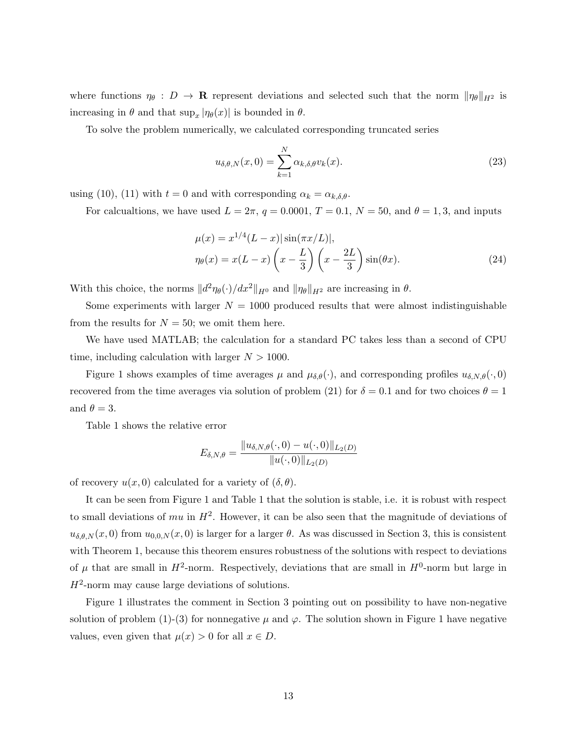where functions $\eta_\theta : D \to \mathbf{R}$ represent deviations and selected such that the norm $\|\eta_\theta\|_{H^2}$ is increasing in $\theta$ and that $\sup_x |\eta_\theta(x)|$ is bounded in $\theta$.

To solve the problem numerically, we calculated corresponding truncated series

$$u_{\delta,\theta,N}(x,0) = \sum_{k=1}^{N} \alpha_{k,\delta,\theta} v_k(x). \tag{23}$$

using (10), (11) with $t = 0$ and with corresponding $\alpha_k = \alpha_{k,\delta,\theta}$.

For calcualtions, we have used $L = 2\pi$, $q = 0.0001$, $T = 0.1$, $N = 50$, and $\theta = 1, 3$, and inputs

$$\begin{aligned}
\mu(x) &= x^{1/4}(L-x)|\sin(\pi x/L)|, \\
\eta_\theta(x) &= x(L-x)\left(x - \frac{L}{3}\right)\left(x - \frac{2L}{3}\right)\sin(\theta x).
\end{aligned} \tag{24}$$

With this choice, the norms $\|d^2\eta_\theta(\cdot)/dx^2\|_{H^0}$ and $\|\eta_\theta\|_{H^2}$ are increasing in $\theta$.

Some experiments with larger $N = 1000$ produced results that were almost indistinguishable from the results for $N = 50$; we omit them here.

We have used MATLAB; the calculation for a standard PC takes less than a second of CPU time, including calculation with larger $N > 1000$.

Figure 1 shows examples of time averages $\mu$ and $\mu_{\delta,\theta}(\cdot)$, and corresponding profiles $u_{\delta,N,\theta}(\cdot,0)$ recovered from the time averages via solution of problem (21) for $\delta = 0.1$ and for two choices $\theta = 1$ and $\theta = 3$.

Table 1 shows the relative error

$$E_{\delta,N,\theta} = \frac{\|u_{\delta,N,\theta}(\cdot,0) - u(\cdot,0)\|_{L_2(D)}}{\|u(\cdot,0)\|_{L_2(D)}}$$

of recovery $u(x,0)$ calculated for a variety of $(\delta,\theta)$.

It can be seen from Figure 1 and Table 1 that the solution is stable, i.e. it is robust with respect to small deviations of $mu$ in $H^2$. However, it can be also seen that the magnitude of deviations of $u_{\delta,\theta,N}(x,0)$ from $u_{0,0,N}(x,0)$ is larger for a larger $\theta$. As was discussed in Section 3, this is consistent with Theorem 1, because this theorem ensures robustness of the solutions with respect to deviations of $\mu$ that are small in $H^2$-norm. Respectively, deviations that are small in $H^0$-norm but large in $H^2$-norm may cause large deviations of solutions.

Figure 1 illustrates the comment in Section 3 pointing out on possibility to have non-negative solution of problem (1)-(3) for nonnegative $\mu$ and $\varphi$. The solution shown in Figure 1 have negative values, even given that $\mu(x) > 0$ for all $x \in D$.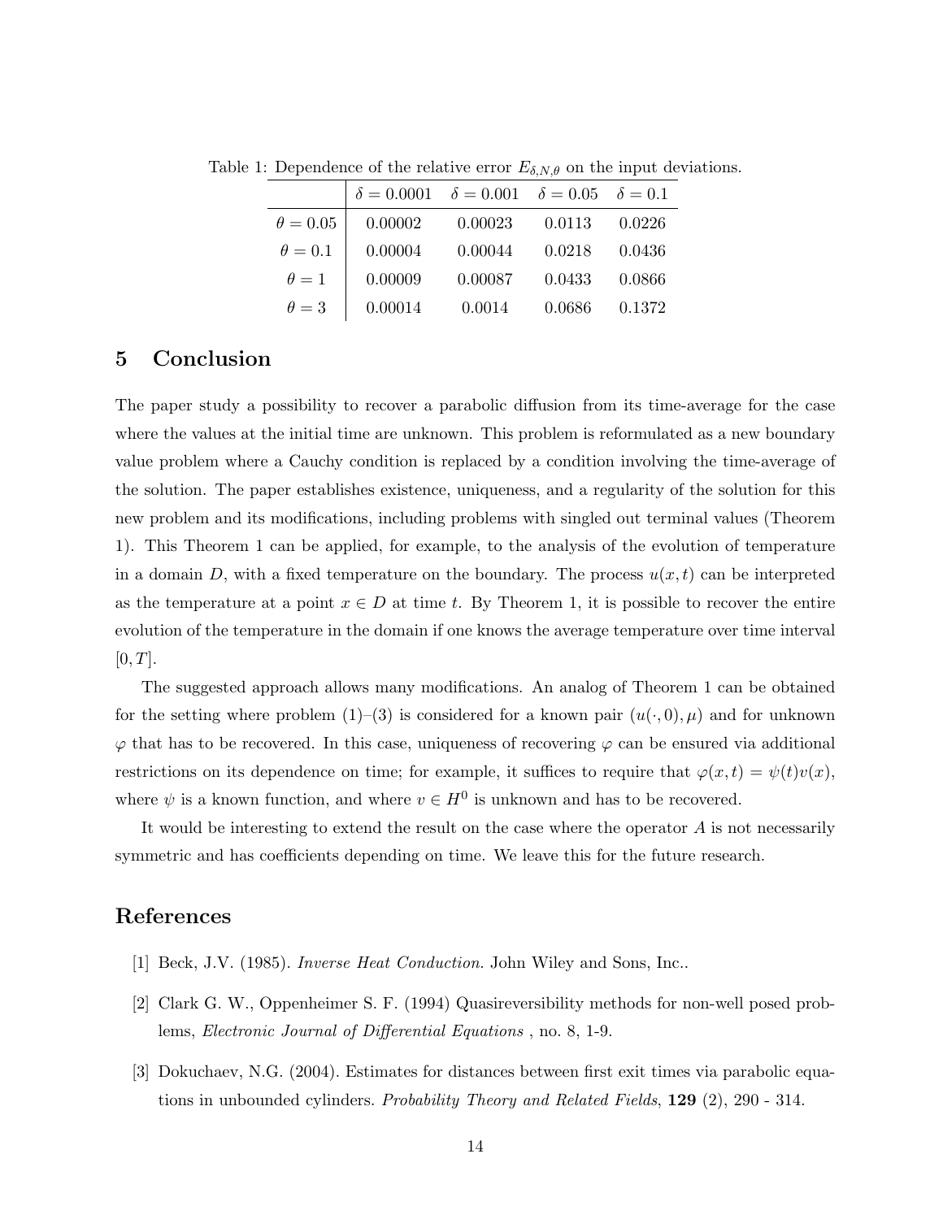Table 1: Dependence of the relative error $E_{\delta,N,\theta}$ on the input deviations.

| | $\delta = 0.0001$ | $\delta = 0.001$ | $\delta = 0.05$ | $\delta = 0.1$ |
|---|---|---|---|---|
| $\theta = 0.05$ | 0.00002 | 0.00023 | 0.0113 | 0.0226 |
| $\theta = 0.1$ | 0.00004 | 0.00044 | 0.0218 | 0.0436 |
| $\theta = 1$ | 0.00009 | 0.00087 | 0.0433 | 0.0866 |
| $\theta = 3$ | 0.00014 | 0.0014 | 0.0686 | 0.1372 |

## 5 Conclusion

The paper study a possibility to recover a parabolic diffusion from its time-average for the case where the values at the initial time are unknown. This problem is reformulated as a new boundary value problem where a Cauchy condition is replaced by a condition involving the time-average of the solution. The paper establishes existence, uniqueness, and a regularity of the solution for this new problem and its modifications, including problems with singled out terminal values (Theorem 1). This Theorem 1 can be applied, for example, to the analysis of the evolution of temperature in a domain $D$, with a fixed temperature on the boundary. The process $u(x,t)$ can be interpreted as the temperature at a point $x \in D$ at time $t$. By Theorem 1, it is possible to recover the entire evolution of the temperature in the domain if one knows the average temperature over time interval $[0,T]$.

The suggested approach allows many modifications. An analog of Theorem 1 can be obtained for the setting where problem (1)–(3) is considered for a known pair $(u(\cdot,0),\mu)$ and for unknown $\varphi$ that has to be recovered. In this case, uniqueness of recovering $\varphi$ can be ensured via additional restrictions on its dependence on time; for example, it suffices to require that $\varphi(x,t) = \psi(t)v(x)$, where $\psi$ is a known function, and where $v \in H^0$ is unknown and has to be recovered.

It would be interesting to extend the result on the case where the operator $A$ is not necessarily symmetric and has coefficients depending on time. We leave this for the future research.

## References

[1] Beck, J.V. (1985). *Inverse Heat Conduction.* John Wiley and Sons, Inc..

[2] Clark G. W., Oppenheimer S. F. (1994) Quasireversibility methods for non-well posed problems, *Electronic Journal of Differential Equations* , no. 8, 1-9.

[3] Dokuchaev, N.G. (2004). Estimates for distances between first exit times via parabolic equations in unbounded cylinders. *Probability Theory and Related Fields*, **129** (2), 290 - 314.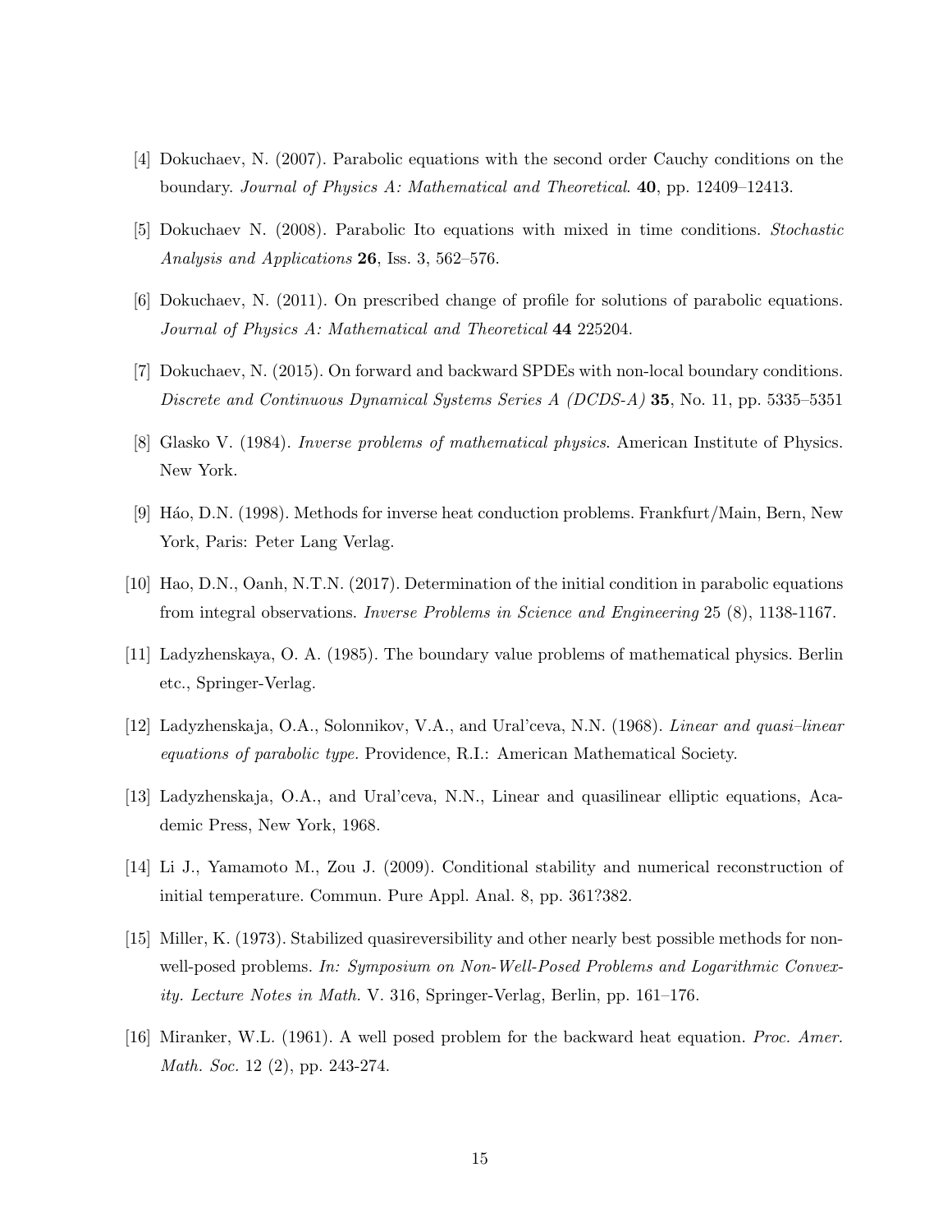[4] Dokuchaev, N. (2007). Parabolic equations with the second order Cauchy conditions on the boundary. *Journal of Physics A: Mathematical and Theoretical*. **40**, pp. 12409–12413.

[5] Dokuchaev N. (2008). Parabolic Ito equations with mixed in time conditions. *Stochastic Analysis and Applications* **26**, Iss. 3, 562–576.

[6] Dokuchaev, N. (2011). On prescribed change of profile for solutions of parabolic equations. *Journal of Physics A: Mathematical and Theoretical* **44** 225204.

[7] Dokuchaev, N. (2015). On forward and backward SPDEs with non-local boundary conditions. *Discrete and Continuous Dynamical Systems Series A (DCDS-A)* **35**, No. 11, pp. 5335–5351

[8] Glasko V. (1984). *Inverse problems of mathematical physics*. American Institute of Physics. New York.

[9] Háo, D.N. (1998). Methods for inverse heat conduction problems. Frankfurt/Main, Bern, New York, Paris: Peter Lang Verlag.

[10] Hao, D.N., Oanh, N.T.N. (2017). Determination of the initial condition in parabolic equations from integral observations. *Inverse Problems in Science and Engineering* 25 (8), 1138-1167.

[11] Ladyzhenskaya, O. A. (1985). The boundary value problems of mathematical physics. Berlin etc., Springer-Verlag.

[12] Ladyzhenskaja, O.A., Solonnikov, V.A., and Ural'ceva, N.N. (1968). *Linear and quasi–linear equations of parabolic type.* Providence, R.I.: American Mathematical Society.

[13] Ladyzhenskaja, O.A., and Ural'ceva, N.N., Linear and quasilinear elliptic equations, Academic Press, New York, 1968.

[14] Li J., Yamamoto M., Zou J. (2009). Conditional stability and numerical reconstruction of initial temperature. Commun. Pure Appl. Anal. 8, pp. 361?382.

[15] Miller, K. (1973). Stabilized quasireversibility and other nearly best possible methods for non-well-posed problems. *In: Symposium on Non-Well-Posed Problems and Logarithmic Convexity. Lecture Notes in Math.* V. 316, Springer-Verlag, Berlin, pp. 161–176.

[16] Miranker, W.L. (1961). A well posed problem for the backward heat equation. *Proc. Amer. Math. Soc.* 12 (2), pp. 243-274.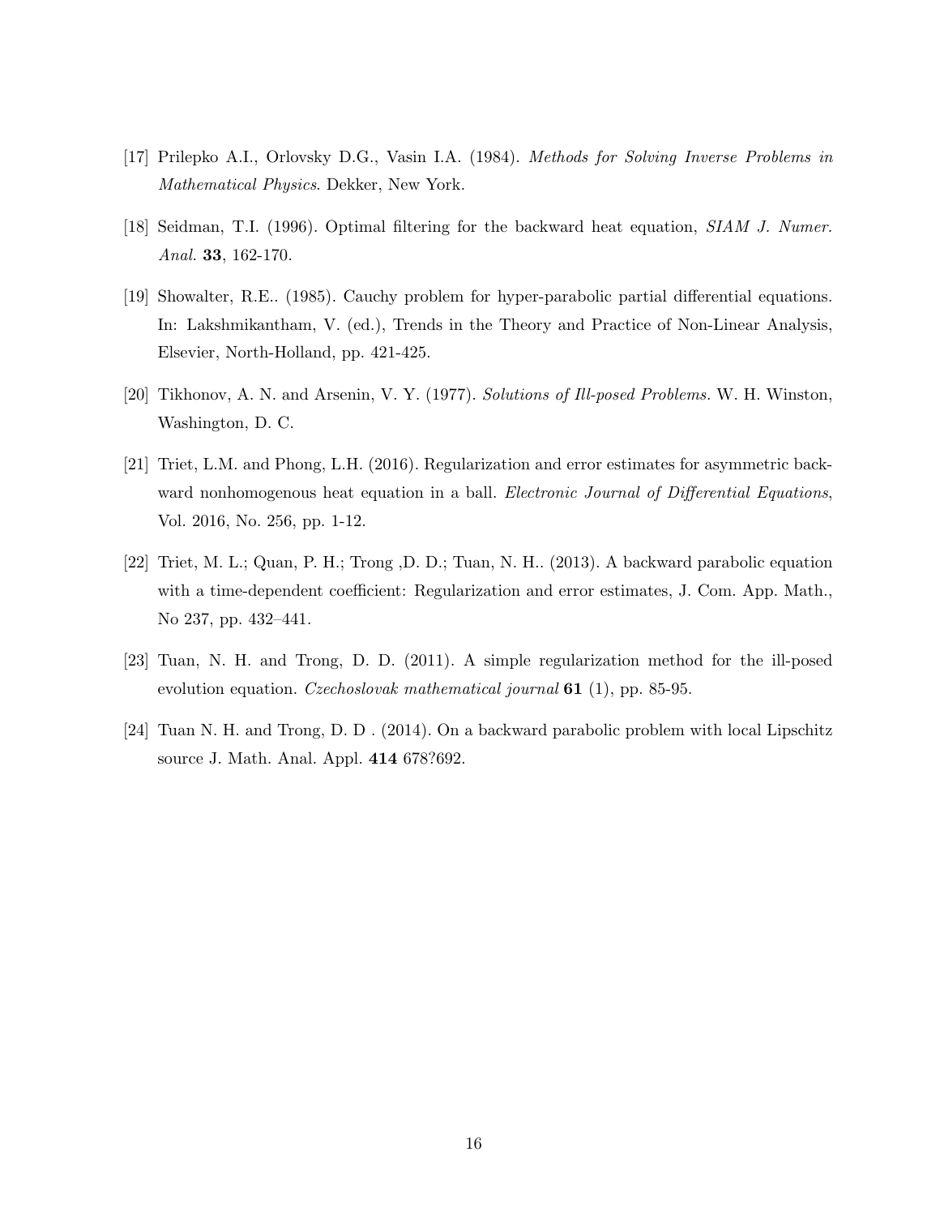[17] Prilepko A.I., Orlovsky D.G., Vasin I.A. (1984). *Methods for Solving Inverse Problems in Mathematical Physics*. Dekker, New York.

[18] Seidman, T.I. (1996). Optimal filtering for the backward heat equation, *SIAM J. Numer. Anal.* **33**, 162-170.

[19] Showalter, R.E.. (1985). Cauchy problem for hyper-parabolic partial differential equations. In: Lakshmikantham, V. (ed.), Trends in the Theory and Practice of Non-Linear Analysis, Elsevier, North-Holland, pp. 421-425.

[20] Tikhonov, A. N. and Arsenin, V. Y. (1977). *Solutions of Ill-posed Problems*. W. H. Winston, Washington, D. C.

[21] Triet, L.M. and Phong, L.H. (2016). Regularization and error estimates for asymmetric backward nonhomogenous heat equation in a ball. *Electronic Journal of Differential Equations*, Vol. 2016, No. 256, pp. 1-12.

[22] Triet, M. L.; Quan, P. H.; Trong ,D. D.; Tuan, N. H.. (2013). A backward parabolic equation with a time-dependent coefficient: Regularization and error estimates, J. Com. App. Math., No 237, pp. 432–441.

[23] Tuan, N. H. and Trong, D. D. (2011). A simple regularization method for the ill-posed evolution equation. *Czechoslovak mathematical journal* **61** (1), pp. 85-95.

[24] Tuan N. H. and Trong, D. D . (2014). On a backward parabolic problem with local Lipschitz source J. Math. Anal. Appl. **414** 678?692.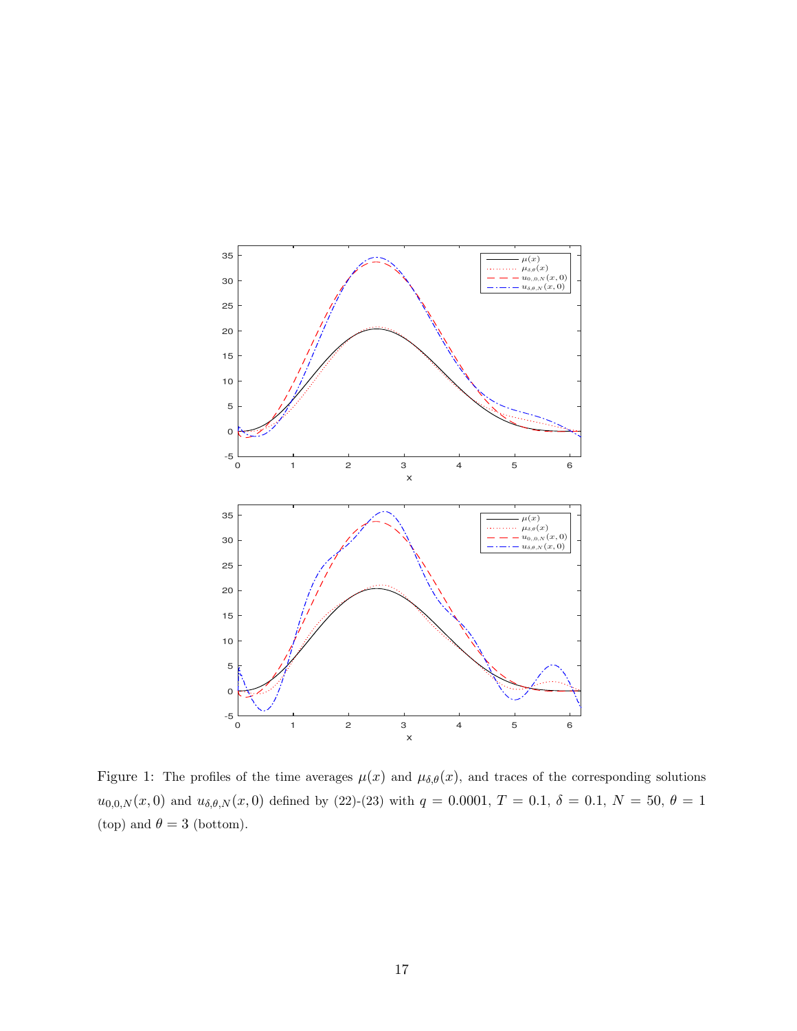35
30
25
20
15
10
5
0
-5
0 1 2 3 4 5 6
x

$\mu(x)$
$\mu_{\delta,\theta}(x)$
$u_{0,0,N}(x,0)$
$u_{\delta,\theta,N}(x,0)$

35
30
25
20
15
10
5
0
-5
0 1 2 3 4 5 6
x

$\mu(x)$
$\mu_{\delta,\theta}(x)$
$u_{0,0,N}(x,0)$
$u_{\delta,\theta,N}(x,0)$

Figure 1: The profiles of the time averages $\mu(x)$ and $\mu_{\delta,\theta}(x)$, and traces of the corresponding solutions $u_{0,0,N}(x,0)$ and $u_{\delta,\theta,N}(x,0)$ defined by (22)-(23) with $q = 0.0001$, $T = 0.1$, $\delta = 0.1$, $N = 50$, $\theta = 1$ (top) and $\theta = 3$ (bottom).